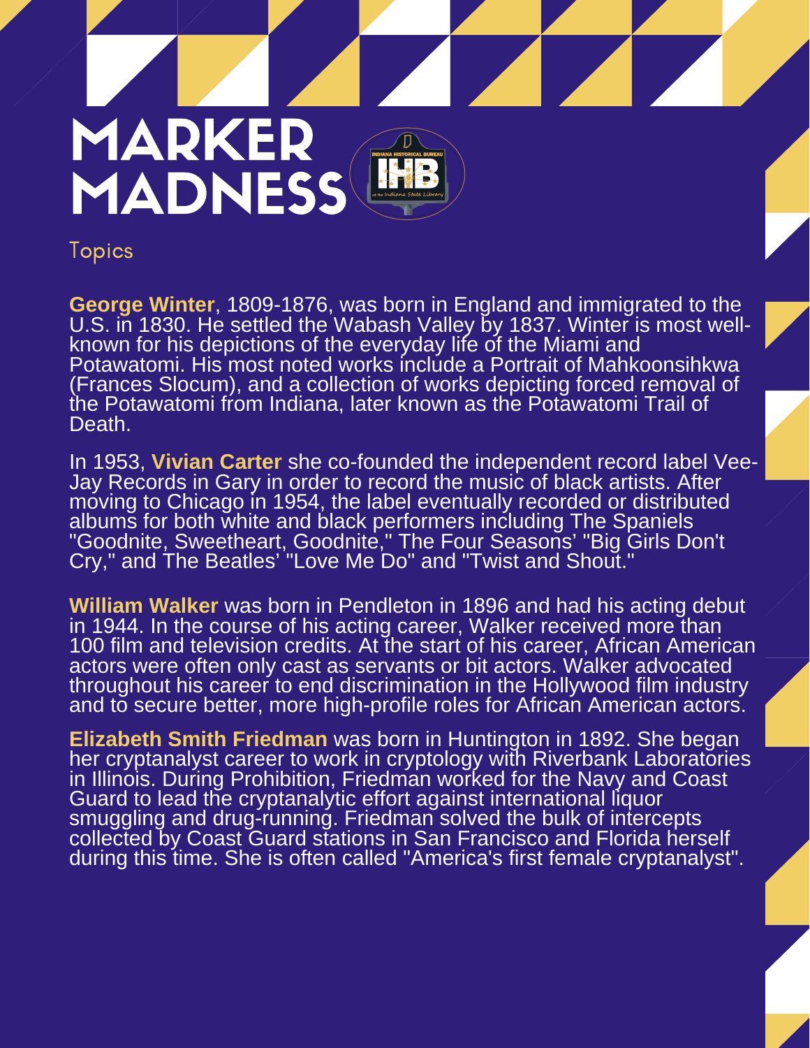# MARKER MADNESS

## Topics

**George Winter**, 1809-1876, was born in England and immigrated to the U.S. in 1830. He settled the Wabash Valley by 1837. Winter is most well-known for his depictions of the everyday life of the Miami and Potawatomi. His most noted works include a Portrait of Mahkoonsihkwa (Frances Slocum), and a collection of works depicting forced removal of the Potawatomi from Indiana, later known as the Potawatomi Trail of Death.

In 1953, **Vivian Carter** she co-founded the independent record label Vee-Jay Records in Gary in order to record the music of black artists. After moving to Chicago in 1954, the label eventually recorded or distributed albums for both white and black performers including The Spaniels "Goodnite, Sweetheart, Goodnite," The Four Seasons' "Big Girls Don't Cry," and The Beatles' "Love Me Do" and "Twist and Shout."

**William Walker** was born in Pendleton in 1896 and had his acting debut in 1944. In the course of his acting career, Walker received more than 100 film and television credits. At the start of his career, African American actors were often only cast as servants or bit actors. Walker advocated throughout his career to end discrimination in the Hollywood film industry and to secure better, more high-profile roles for African American actors.

**Elizabeth Smith Friedman** was born in Huntington in 1892. She began her cryptanalyst career to work in cryptology with Riverbank Laboratories in Illinois. During Prohibition, Friedman worked for the Navy and Coast Guard to lead the cryptanalytic effort against international liquor smuggling and drug-running. Friedman solved the bulk of intercepts collected by Coast Guard stations in San Francisco and Florida herself during this time. She is often called "America's first female cryptanalyst".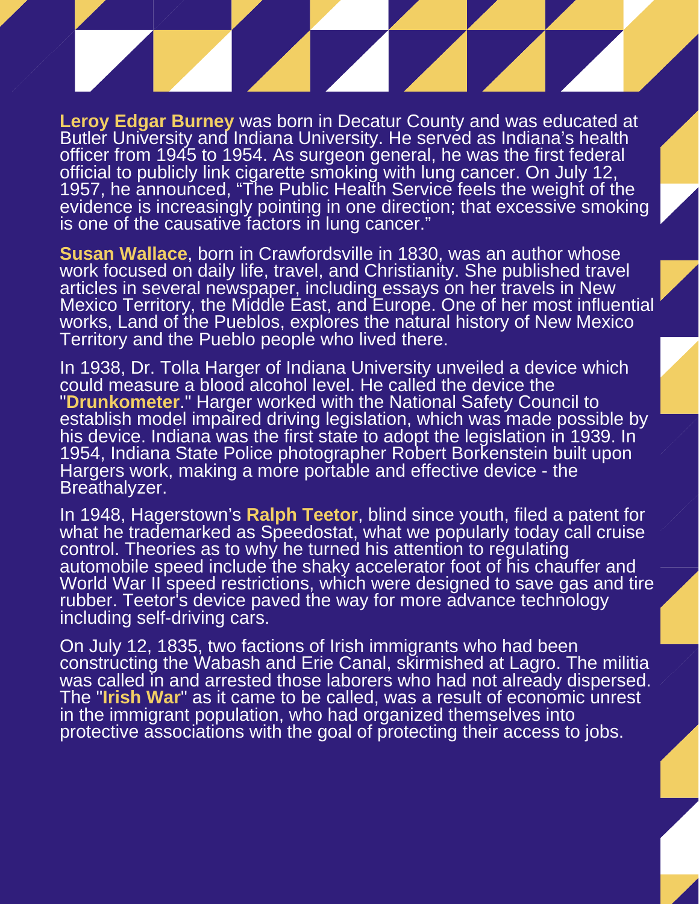**Leroy Edgar Burney** was born in Decatur County and was educated at Butler University and Indiana University. He served as Indiana's health officer from 1945 to 1954. As surgeon general, he was the first federal official to publicly link cigarette smoking with lung cancer. On July 12, 1957, he announced, "The Public Health Service feels the weight of the evidence is increasingly pointing in one direction; that excessive smoking is one of the causative factors in lung cancer."

**Susan Wallace**, born in Crawfordsville in 1830, was an author whose work focused on daily life, travel, and Christianity. She published travel articles in several newspaper, including essays on her travels in New Mexico Territory, the Middle East, and Europe. One of her most influential works, Land of the Pueblos, explores the natural history of New Mexico Territory and the Pueblo people who lived there.

In 1938, Dr. Tolla Harger of Indiana University unveiled a device which could measure a blood alcohol level. He called the device the "**Drunkometer**." Harger worked with the National Safety Council to establish model impaired driving legislation, which was made possible by his device. Indiana was the first state to adopt the legislation in 1939. In 1954, Indiana State Police photographer Robert Borkenstein built upon Hargers work, making a more portable and effective device - the Breathalyzer.

In 1948, Hagerstown's **Ralph Teetor**, blind since youth, filed a patent for what he trademarked as Speedostat, what we popularly today call cruise control. Theories as to why he turned his attention to regulating automobile speed include the shaky accelerator foot of his chauffer and World War II speed restrictions, which were designed to save gas and tire rubber. Teetor's device paved the way for more advance technology including self-driving cars.

On July 12, 1835, two factions of Irish immigrants who had been constructing the Wabash and Erie Canal, skirmished at Lagro. The militia was called in and arrested those laborers who had not already dispersed. The "**Irish War**" as it came to be called, was a result of economic unrest in the immigrant population, who had organized themselves into protective associations with the goal of protecting their access to jobs.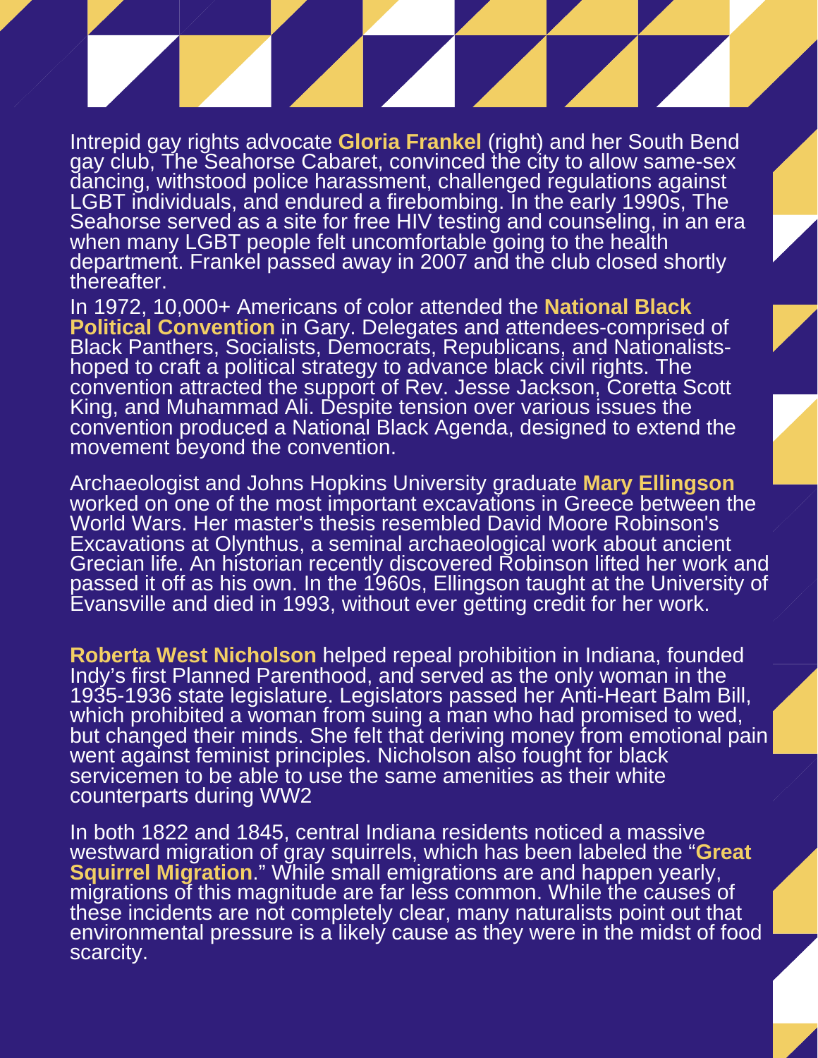Intrepid gay rights advocate **Gloria Frankel** (right) and her South Bend gay club, The Seahorse Cabaret, convinced the city to allow same-sex dancing, withstood police harassment, challenged regulations against LGBT individuals, and endured a firebombing. In the early 1990s, The Seahorse served as a site for free HIV testing and counseling, in an era when many LGBT people felt uncomfortable going to the health department. Frankel passed away in 2007 and the club closed shortly thereafter.

In 1972, 10,000+ Americans of color attended the **National Black Political Convention** in Gary. Delegates and attendees-comprised of Black Panthers, Socialists, Democrats, Republicans, and Nationalists-hoped to craft a political strategy to advance black civil rights. The convention attracted the support of Rev. Jesse Jackson, Coretta Scott King, and Muhammad Ali. Despite tension over various issues the convention produced a National Black Agenda, designed to extend the movement beyond the convention.

Archaeologist and Johns Hopkins University graduate **Mary Ellingson** worked on one of the most important excavations in Greece between the World Wars. Her master's thesis resembled David Moore Robinson's Excavations at Olynthus, a seminal archaeological work about ancient Grecian life. An historian recently discovered Robinson lifted her work and passed it off as his own. In the 1960s, Ellingson taught at the University of Evansville and died in 1993, without ever getting credit for her work.

**Roberta West Nicholson** helped repeal prohibition in Indiana, founded Indy's first Planned Parenthood, and served as the only woman in the 1935-1936 state legislature. Legislators passed her Anti-Heart Balm Bill, which prohibited a woman from suing a man who had promised to wed, but changed their minds. She felt that deriving money from emotional pain went against feminist principles. Nicholson also fought for black servicemen to be able to use the same amenities as their white counterparts during WW2

In both 1822 and 1845, central Indiana residents noticed a massive westward migration of gray squirrels, which has been labeled the "**Great Squirrel Migration**." While small emigrations are and happen yearly, migrations of this magnitude are far less common. While the causes of these incidents are not completely clear, many naturalists point out that environmental pressure is a likely cause as they were in the midst of food scarcity.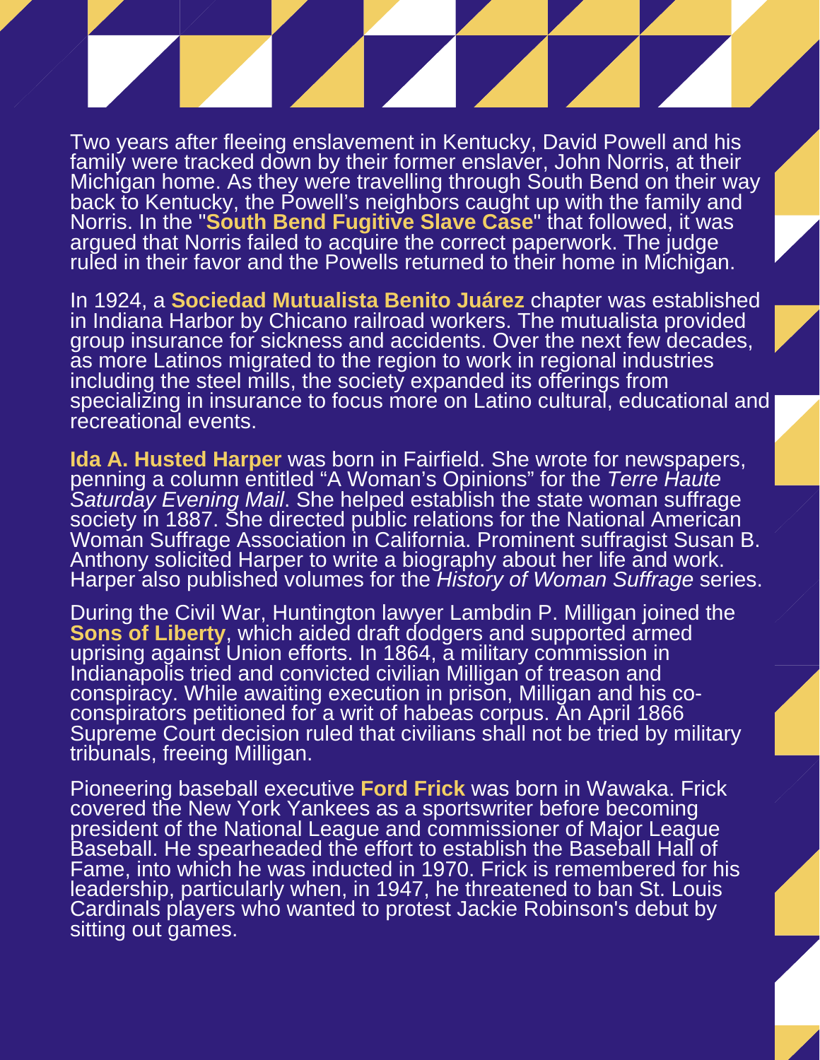Two years after fleeing enslavement in Kentucky, David Powell and his family were tracked down by their former enslaver, John Norris, at their Michigan home. As they were travelling through South Bend on their way back to Kentucky, the Powell's neighbors caught up with the family and Norris. In the "**South Bend Fugitive Slave Case**" that followed, it was argued that Norris failed to acquire the correct paperwork. The judge ruled in their favor and the Powells returned to their home in Michigan.

In 1924, a **Sociedad Mutualista Benito Juárez** chapter was established in Indiana Harbor by Chicano railroad workers. The mutualista provided group insurance for sickness and accidents. Over the next few decades, as more Latinos migrated to the region to work in regional industries including the steel mills, the society expanded its offerings from specializing in insurance to focus more on Latino cultural, educational and recreational events.

**Ida A. Husted Harper** was born in Fairfield. She wrote for newspapers, penning a column entitled "A Woman's Opinions" for the *Terre Haute Saturday Evening Mail*. She helped establish the state woman suffrage society in 1887. She directed public relations for the National American Woman Suffrage Association in California. Prominent suffragist Susan B. Anthony solicited Harper to write a biography about her life and work. Harper also published volumes for the *History of Woman Suffrage* series.

During the Civil War, Huntington lawyer Lambdin P. Milligan joined the **Sons of Liberty**, which aided draft dodgers and supported armed uprising against Union efforts. In 1864, a military commission in Indianapolis tried and convicted civilian Milligan of treason and conspiracy. While awaiting execution in prison, Milligan and his co-conspirators petitioned for a writ of habeas corpus. An April 1866 Supreme Court decision ruled that civilians shall not be tried by military tribunals, freeing Milligan.

Pioneering baseball executive **Ford Frick** was born in Wawaka. Frick covered the New York Yankees as a sportswriter before becoming president of the National League and commissioner of Major League Baseball. He spearheaded the effort to establish the Baseball Hall of Fame, into which he was inducted in 1970. Frick is remembered for his leadership, particularly when, in 1947, he threatened to ban St. Louis Cardinals players who wanted to protest Jackie Robinson's debut by sitting out games.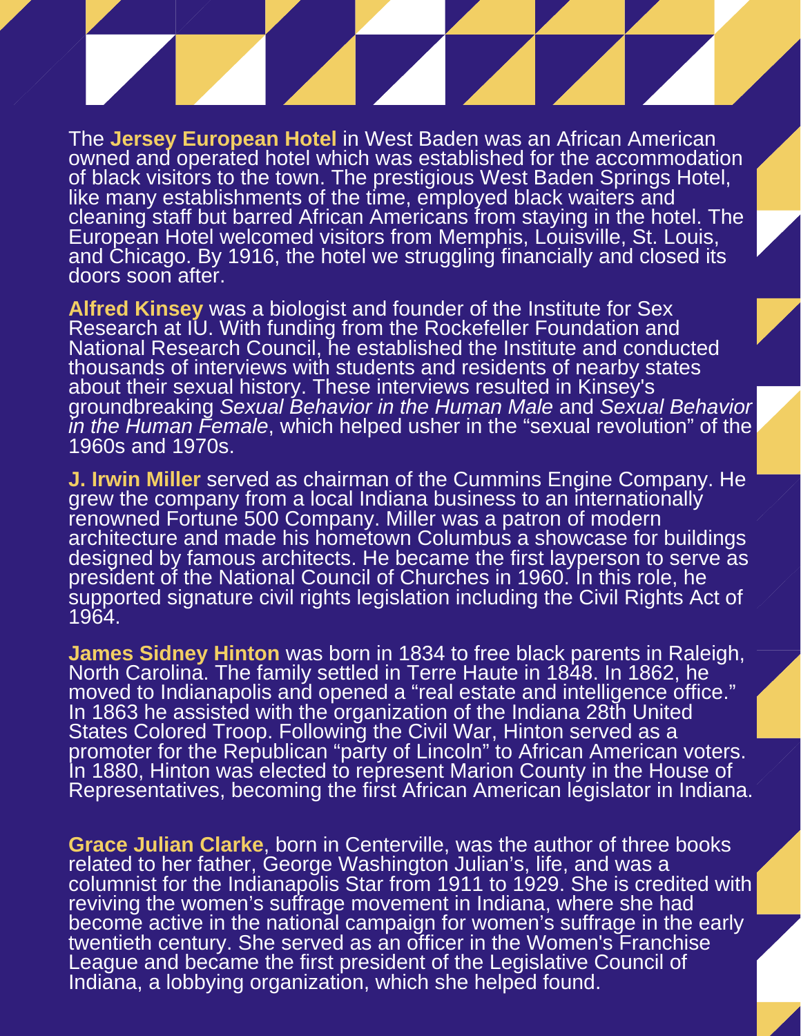The **Jersey European Hotel** in West Baden was an African American owned and operated hotel which was established for the accommodation of black visitors to the town. The prestigious West Baden Springs Hotel, like many establishments of the time, employed black waiters and cleaning staff but barred African Americans from staying in the hotel. The European Hotel welcomed visitors from Memphis, Louisville, St. Louis, and Chicago. By 1916, the hotel we struggling financially and closed its doors soon after.

**Alfred Kinsey** was a biologist and founder of the Institute for Sex Research at IU. With funding from the Rockefeller Foundation and National Research Council, he established the Institute and conducted thousands of interviews with students and residents of nearby states about their sexual history. These interviews resulted in Kinsey's groundbreaking *Sexual Behavior in the Human Male* and *Sexual Behavior in the Human Female*, which helped usher in the "sexual revolution" of the 1960s and 1970s.

**J. Irwin Miller** served as chairman of the Cummins Engine Company. He grew the company from a local Indiana business to an internationally renowned Fortune 500 Company. Miller was a patron of modern architecture and made his hometown Columbus a showcase for buildings designed by famous architects. He became the first layperson to serve as president of the National Council of Churches in 1960. In this role, he supported signature civil rights legislation including the Civil Rights Act of 1964.

**James Sidney Hinton** was born in 1834 to free black parents in Raleigh, North Carolina. The family settled in Terre Haute in 1848. In 1862, he moved to Indianapolis and opened a "real estate and intelligence office." In 1863 he assisted with the organization of the Indiana 28th United States Colored Troop. Following the Civil War, Hinton served as a promoter for the Republican "party of Lincoln" to African American voters. In 1880, Hinton was elected to represent Marion County in the House of Representatives, becoming the first African American legislator in Indiana.

**Grace Julian Clarke**, born in Centerville, was the author of three books related to her father, George Washington Julian's, life, and was a columnist for the Indianapolis Star from 1911 to 1929. She is credited with reviving the women's suffrage movement in Indiana, where she had become active in the national campaign for women's suffrage in the early twentieth century. She served as an officer in the Women's Franchise League and became the first president of the Legislative Council of Indiana, a lobbying organization, which she helped found.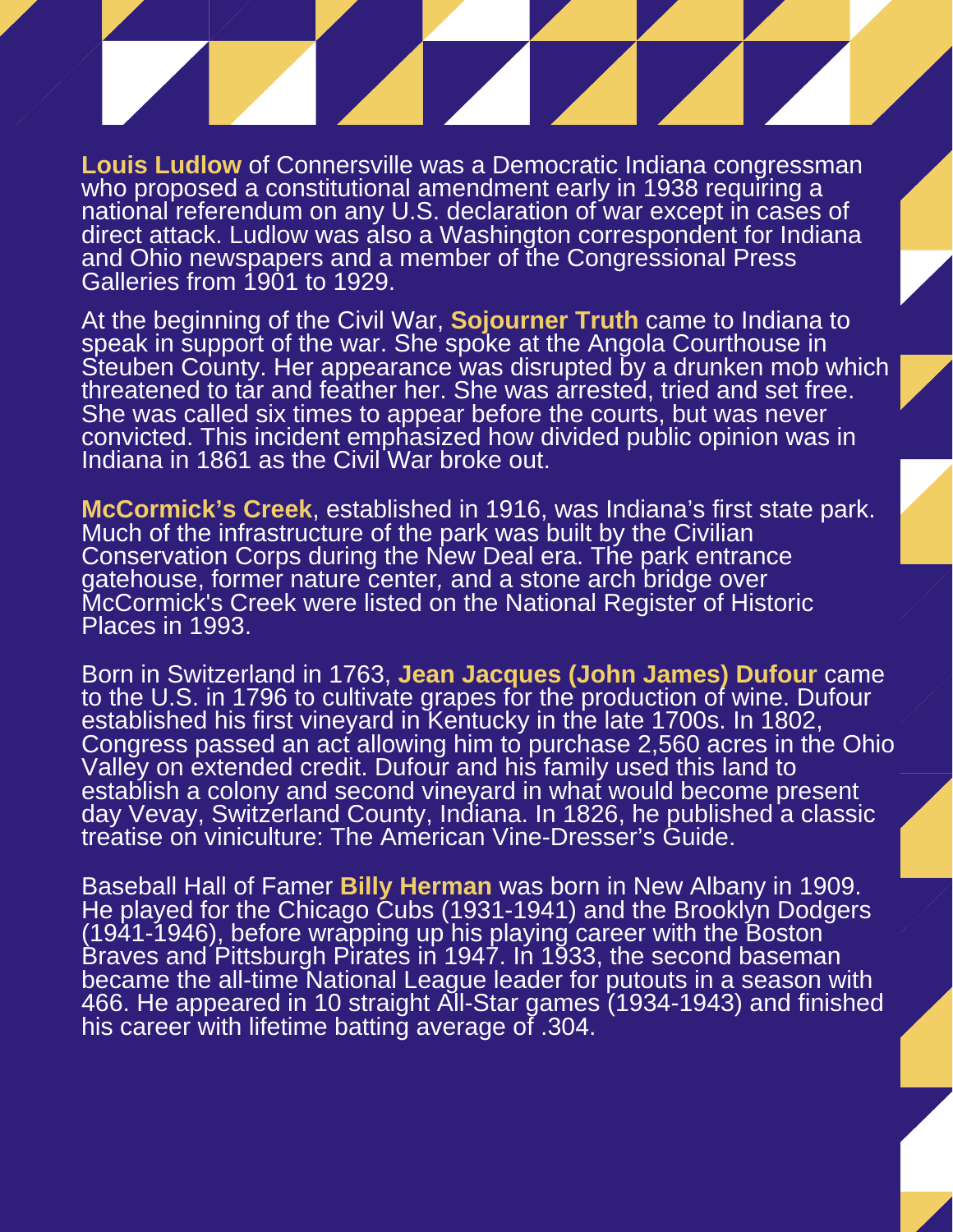**Louis Ludlow** of Connersville was a Democratic Indiana congressman who proposed a constitutional amendment early in 1938 requiring a national referendum on any U.S. declaration of war except in cases of direct attack. Ludlow was also a Washington correspondent for Indiana and Ohio newspapers and a member of the Congressional Press Galleries from 1901 to 1929.

At the beginning of the Civil War, **Sojourner Truth** came to Indiana to speak in support of the war. She spoke at the Angola Courthouse in Steuben County. Her appearance was disrupted by a drunken mob which threatened to tar and feather her. She was arrested, tried and set free. She was called six times to appear before the courts, but was never convicted. This incident emphasized how divided public opinion was in Indiana in 1861 as the Civil War broke out.

**McCormick's Creek**, established in 1916, was Indiana's first state park. Much of the infrastructure of the park was built by the Civilian Conservation Corps during the New Deal era. The park entrance gatehouse, former nature center, and a stone arch bridge over McCormick's Creek were listed on the National Register of Historic Places in 1993.

Born in Switzerland in 1763, **Jean Jacques (John James) Dufour** came to the U.S. in 1796 to cultivate grapes for the production of wine. Dufour established his first vineyard in Kentucky in the late 1700s. In 1802, Congress passed an act allowing him to purchase 2,560 acres in the Ohio Valley on extended credit. Dufour and his family used this land to establish a colony and second vineyard in what would become present day Vevay, Switzerland County, Indiana. In 1826, he published a classic treatise on viniculture: The American Vine-Dresser's Guide.

Baseball Hall of Famer **Billy Herman** was born in New Albany in 1909. He played for the Chicago Cubs (1931-1941) and the Brooklyn Dodgers (1941-1946), before wrapping up his playing career with the Boston Braves and Pittsburgh Pirates in 1947. In 1933, the second baseman became the all-time National League leader for putouts in a season with 466. He appeared in 10 straight All-Star games (1934-1943) and finished his career with lifetime batting average of .304.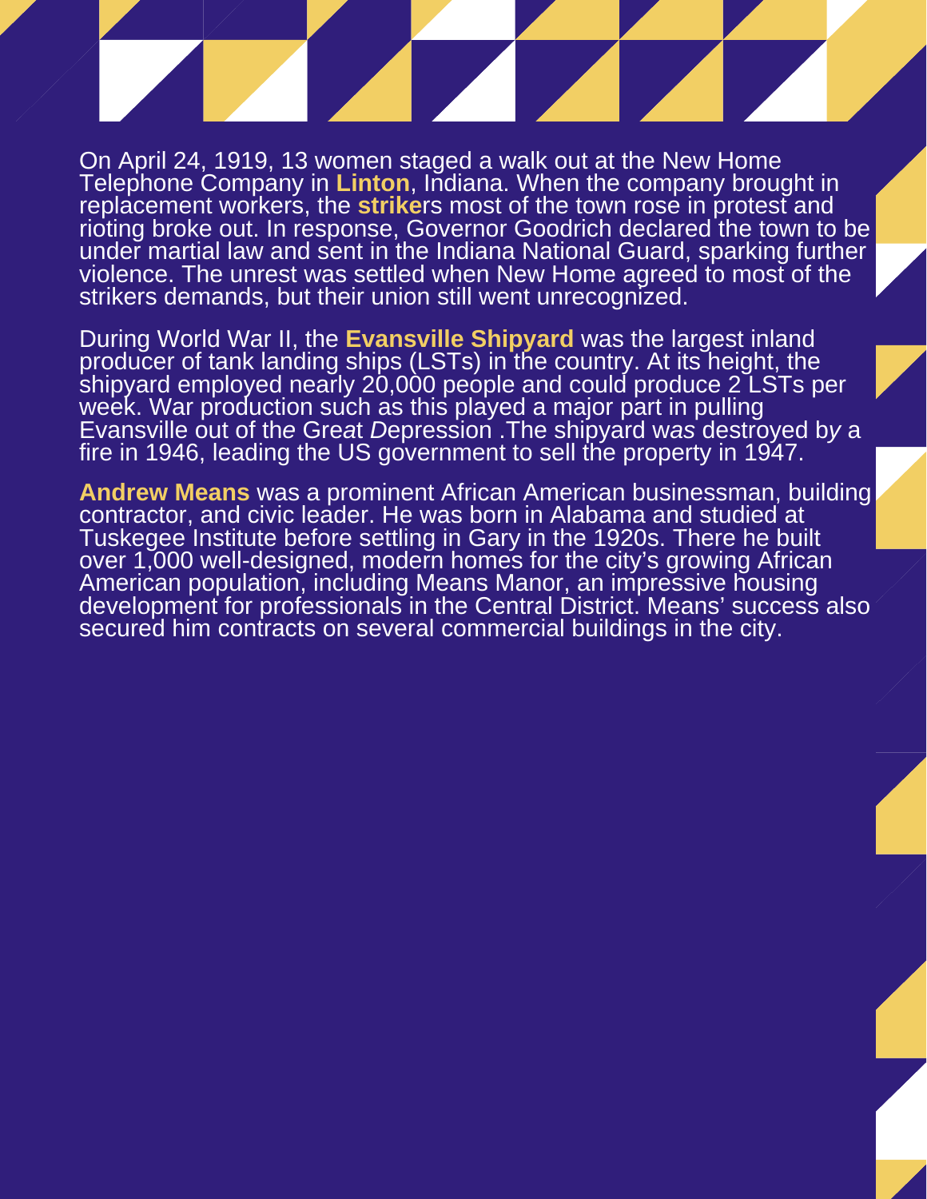On April 24, 1919, 13 women staged a walk out at the New Home Telephone Company in **Linton**, Indiana. When the company brought in replacement workers, the **strike**rs most of the town rose in protest and rioting broke out. In response, Governor Goodrich declared the town to be under martial law and sent in the Indiana National Guard, sparking further violence. The unrest was settled when New Home agreed to most of the strikers demands, but their union still went unrecognized.

During World War II, the **Evansville Shipyard** was the largest inland producer of tank landing ships (LSTs) in the country. At its height, the shipyard employed nearly 20,000 people and could produce 2 LSTs per week. War production such as this played a major part in pulling Evansville out of the Great Depression .The shipyard was destroyed by a fire in 1946, leading the US government to sell the property in 1947.

**Andrew Means** was a prominent African American businessman, building contractor, and civic leader. He was born in Alabama and studied at Tuskegee Institute before settling in Gary in the 1920s. There he built over 1,000 well-designed, modern homes for the city's growing African American population, including Means Manor, an impressive housing development for professionals in the Central District. Means' success also secured him contracts on several commercial buildings in the city.